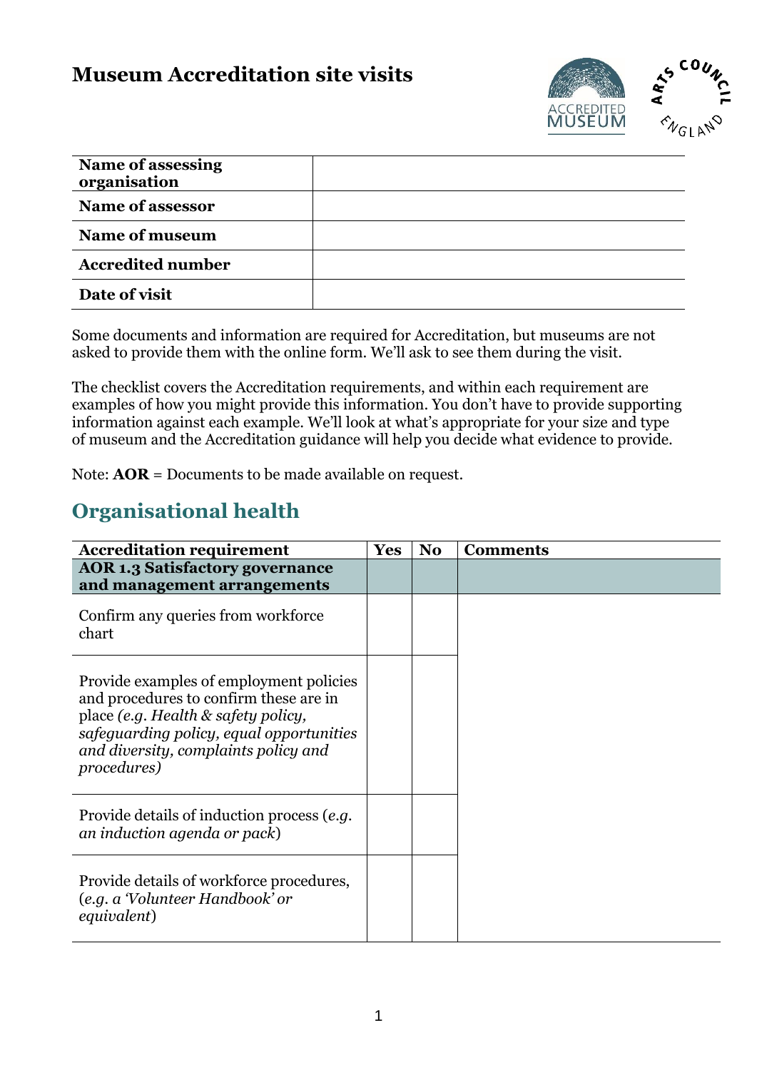# Museum Accreditation site visits

| Name of assessing organisation | |
|---|---|
| **Name of assessor** | |
| **Name of museum** | |
| **Accredited number** | |
| **Date of visit** | |

Some documents and information are required for Accreditation, but museums are not asked to provide them with the online form. We'll ask to see them during the visit.

The checklist covers the Accreditation requirements, and within each requirement are examples of how you might provide this information. You don't have to provide supporting information against each example. We'll look at what's appropriate for your size and type of museum and the Accreditation guidance will help you decide what evidence to provide.

Note: **AOR** = Documents to be made available on request.

## Organisational health

| Accreditation requirement | Yes | No | Comments |
|---|---|---|---|
| **AOR 1.3 Satisfactory governance and management arrangements** | | | |
| Confirm any queries from workforce chart | | | |
| Provide examples of employment policies and procedures to confirm these are in place *(e.g. Health & safety policy, safeguarding policy, equal opportunities and diversity, complaints policy and procedures)* | | | |
| Provide details of induction process (*e.g. an induction agenda or pack*) | | | |
| Provide details of workforce procedures, (*e.g. a 'Volunteer Handbook' or equivalent*) | | | |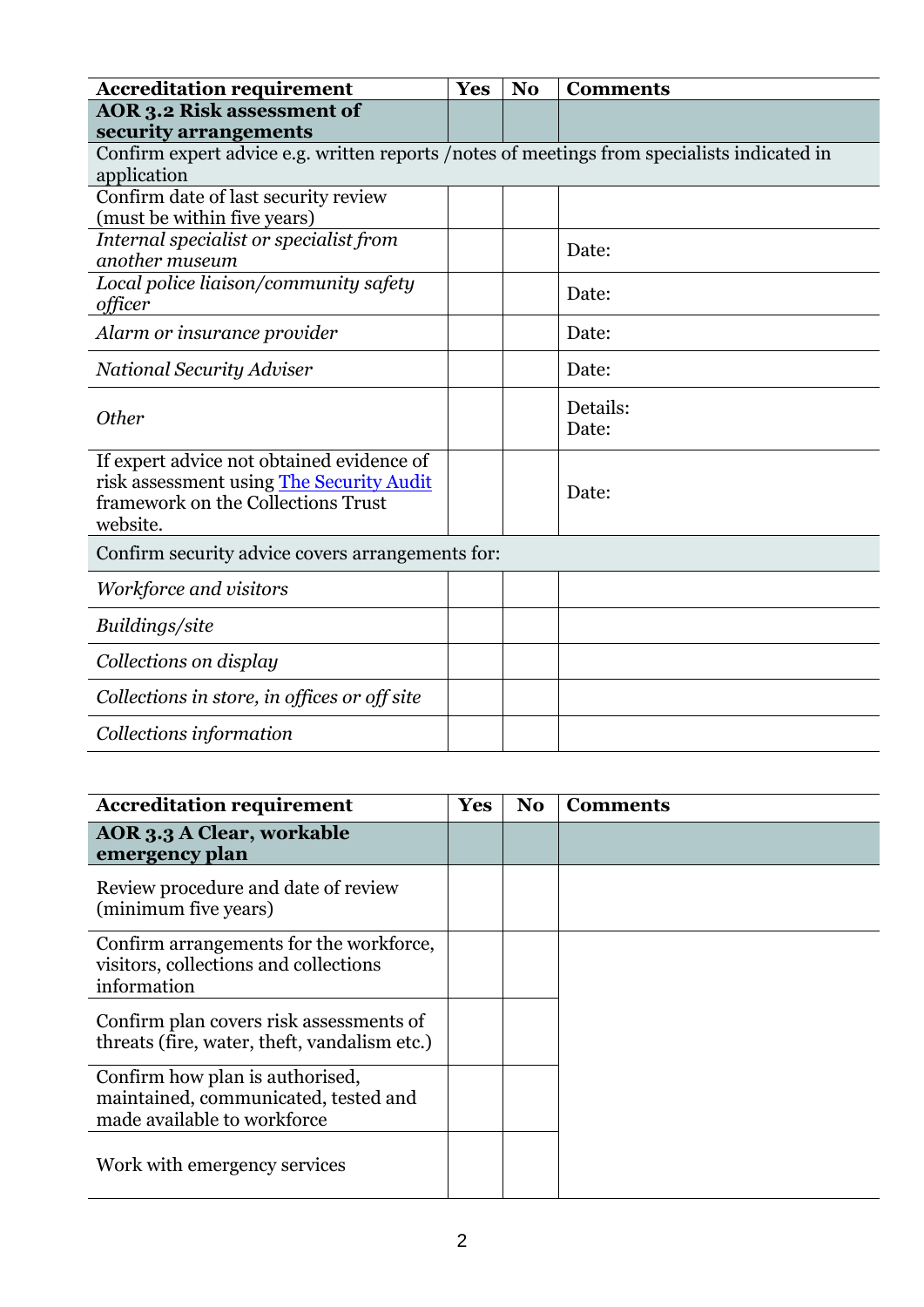| Accreditation requirement | Yes | No | Comments |
| --- | --- | --- | --- |
| **AOR 3.2 Risk assessment of security arrangements** | | | |
| Confirm expert advice e.g. written reports /notes of meetings from specialists indicated in application | | | |
| Confirm date of last security review (must be within five years) | | | |
| *Internal specialist or specialist from another museum* | | | Date: |
| *Local police liaison/community safety officer* | | | Date: |
| *Alarm or insurance provider* | | | Date: |
| *National Security Adviser* | | | Date: |
| *Other* | | | Details:<br>Date: |
| If expert advice not obtained evidence of risk assessment using [The Security Audit](The Security Audit) framework on the Collections Trust website. | | | Date: |
| Confirm security advice covers arrangements for: | | | |
| *Workforce and visitors* | | | |
| *Buildings/site* | | | |
| *Collections on display* | | | |
| *Collections in store, in offices or off site* | | | |
| *Collections information* | | | |

| Accreditation requirement | Yes | No | Comments |
| --- | --- | --- | --- |
| **AOR 3.3 A Clear, workable emergency plan** | | | |
| Review procedure and date of review (minimum five years) | | | |
| Confirm arrangements for the workforce, visitors, collections and collections information | | | |
| Confirm plan covers risk assessments of threats (fire, water, theft, vandalism etc.) | | | |
| Confirm how plan is authorised, maintained, communicated, tested and made available to workforce | | | |
| Work with emergency services | | | |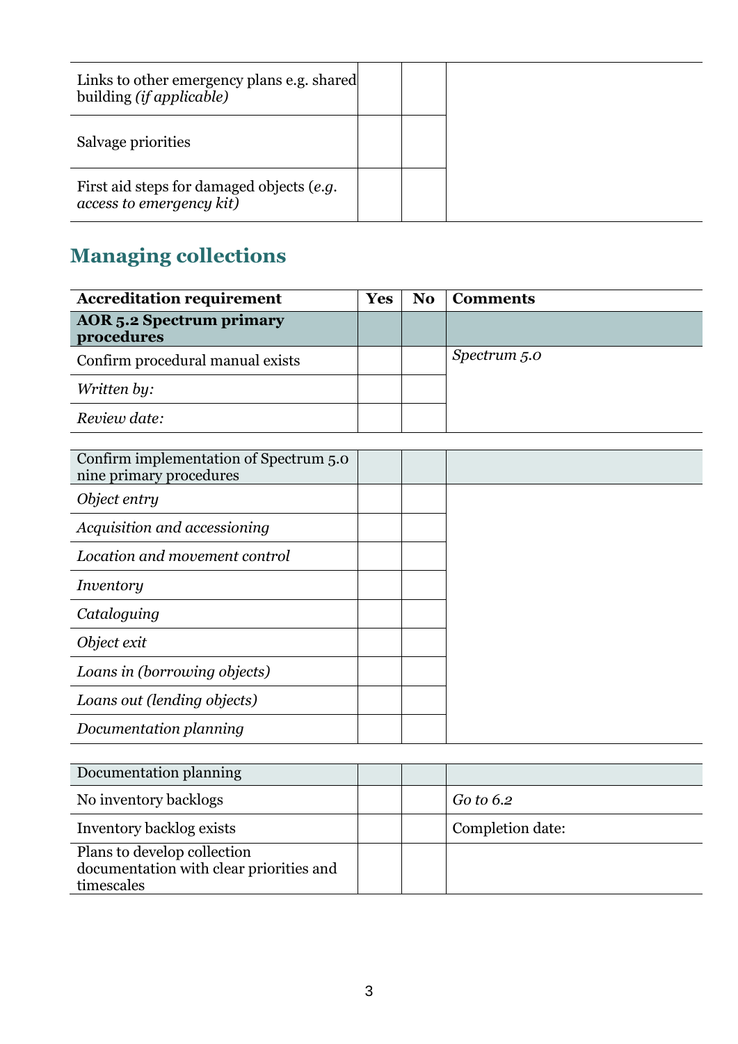| | | | |
|---|---|---|---|
| Links to other emergency plans e.g. shared building *(if applicable)* | | | |
| Salvage priorities | | | |
| First aid steps for damaged objects (*e.g. access to emergency kit)* | | | |

## Managing collections

| Accreditation requirement | Yes | No | Comments |
|---|---|---|---|
| **AOR 5.2 Spectrum primary procedures** | | | |
| Confirm procedural manual exists | | | *Spectrum 5.0* |
| *Written by:* | | | |
| *Review date:* | | | |

| | | | |
|---|---|---|---|
| Confirm implementation of Spectrum 5.0 nine primary procedures | | | |
| *Object entry* | | | |
| *Acquisition and accessioning* | | | |
| *Location and movement control* | | | |
| *Inventory* | | | |
| *Cataloguing* | | | |
| *Object exit* | | | |
| *Loans in (borrowing objects)* | | | |
| *Loans out (lending objects)* | | | |
| *Documentation planning* | | | |

| | | | |
|---|---|---|---|
| Documentation planning | | | |
| No inventory backlogs | | | *Go to 6.2* |
| Inventory backlog exists | | | Completion date: |
| Plans to develop collection documentation with clear priorities and timescales | | | |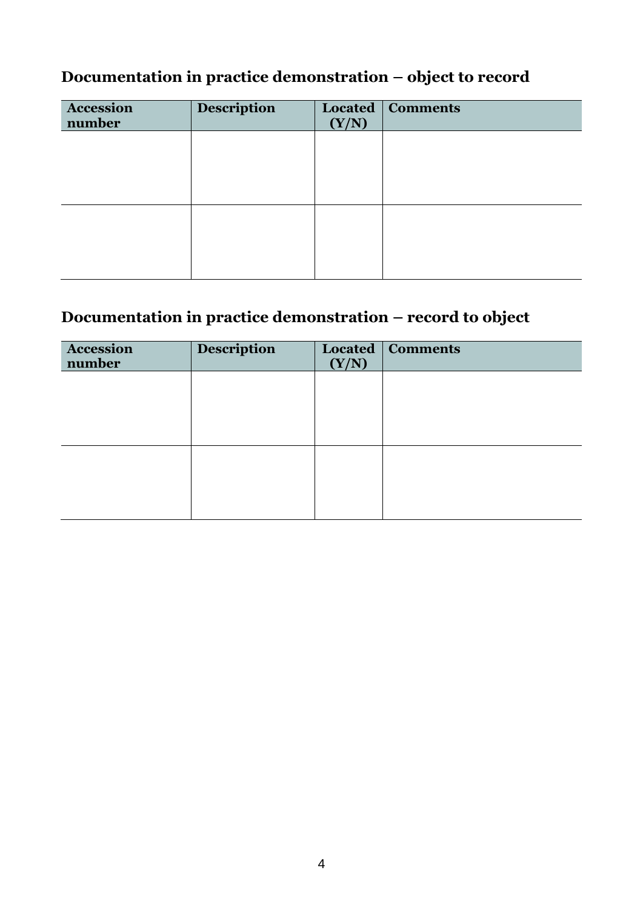## Documentation in practice demonstration – object to record

| Accession number | Description | Located (Y/N) | Comments |
|---|---|---|---|
| | | | |
| | | | |

## Documentation in practice demonstration – record to object

| Accession number | Description | Located (Y/N) | Comments |
|---|---|---|---|
| | | | |
| | | | |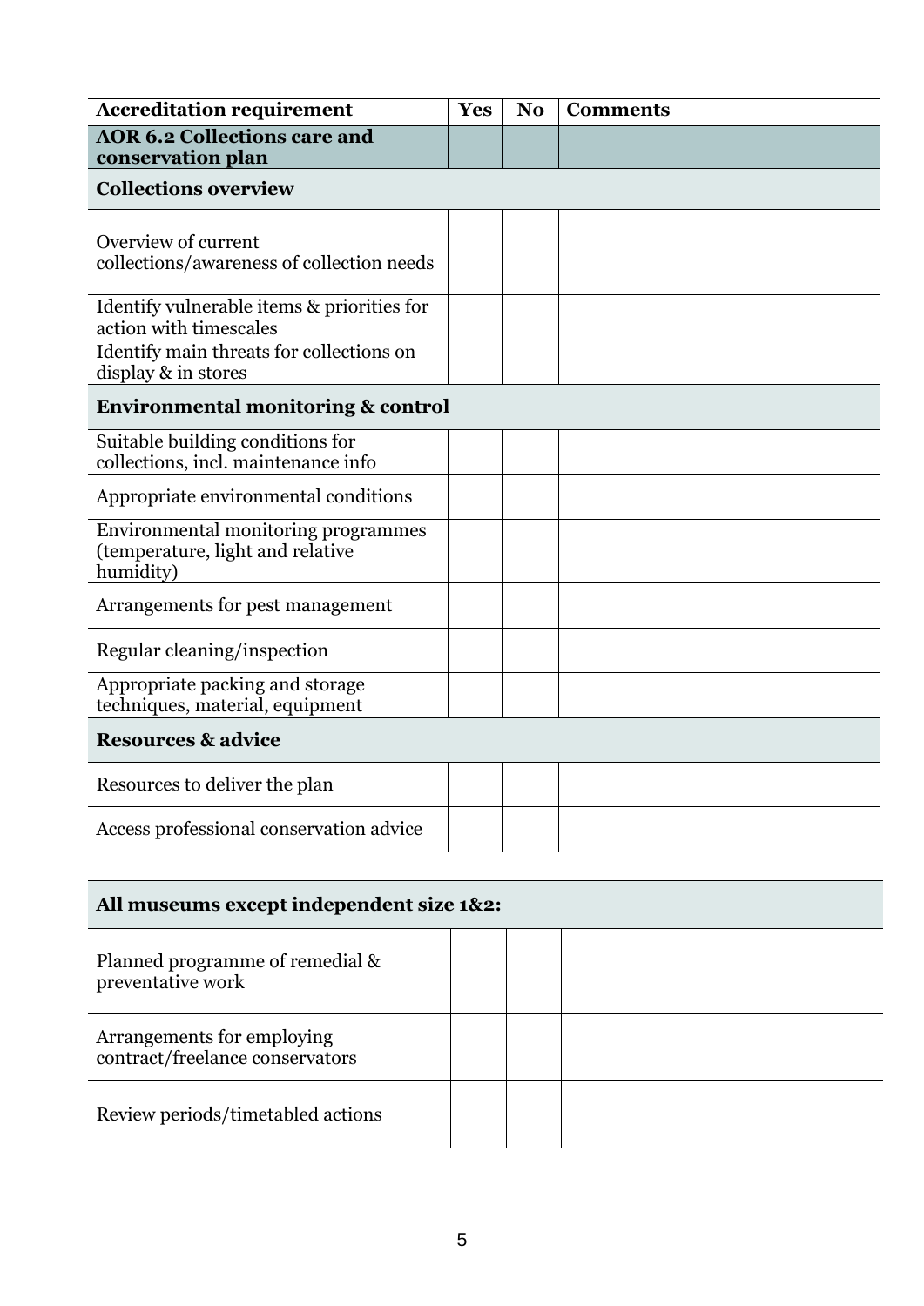| Accreditation requirement | Yes | No | Comments |
|---|---|---|---|
| **AOR 6.2 Collections care and conservation plan** | | | |
| **Collections overview** | | | |
| Overview of current collections/awareness of collection needs | | | |
| Identify vulnerable items & priorities for action with timescales | | | |
| Identify main threats for collections on display & in stores | | | |
| **Environmental monitoring & control** | | | |
| Suitable building conditions for collections, incl. maintenance info | | | |
| Appropriate environmental conditions | | | |
| Environmental monitoring programmes (temperature, light and relative humidity) | | | |
| Arrangements for pest management | | | |
| Regular cleaning/inspection | | | |
| Appropriate packing and storage techniques, material, equipment | | | |
| **Resources & advice** | | | |
| Resources to deliver the plan | | | |
| Access professional conservation advice | | | |

| **All museums except independent size 1&2:** | | | |
|---|---|---|---|
| Planned programme of remedial & preventative work | | | |
| Arrangements for employing contract/freelance conservators | | | |
| Review periods/timetabled actions | | | |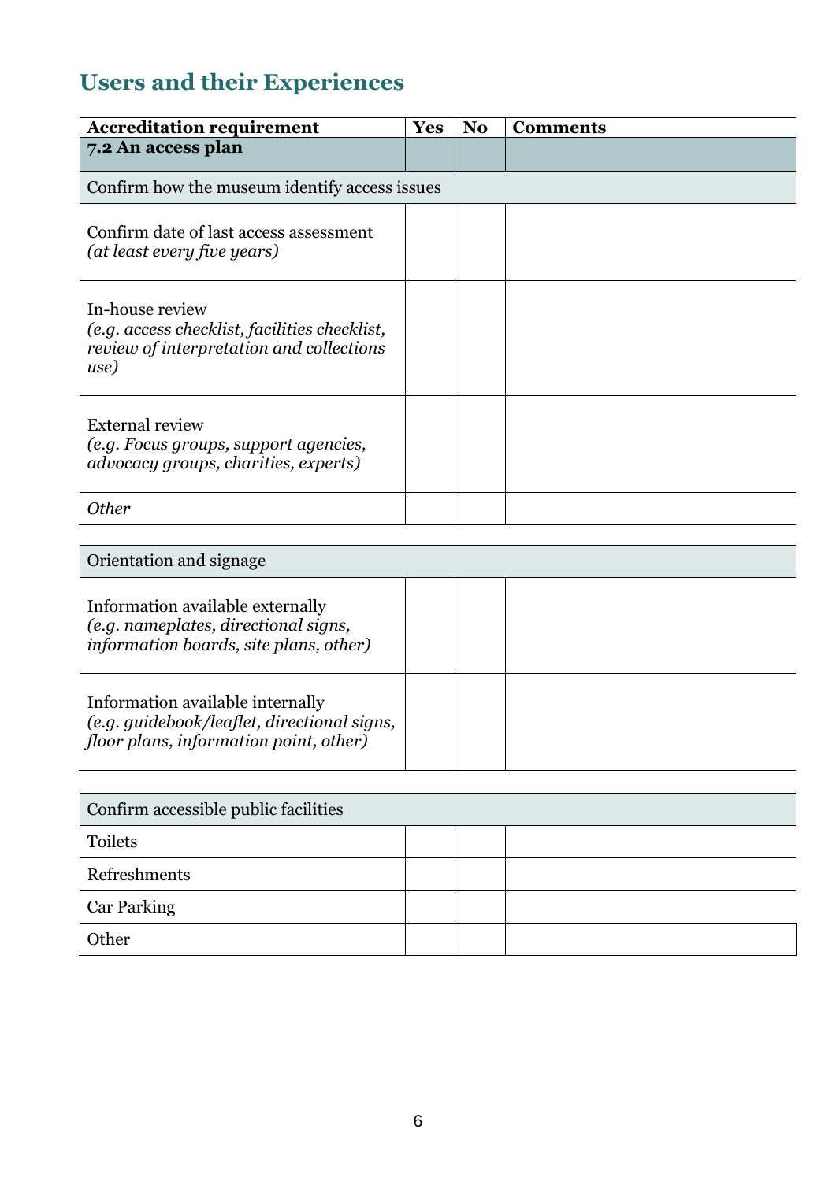## Users and their Experiences

| Accreditation requirement | Yes | No | Comments |
|---|---|---|---|
| **7.2 An access plan** | | | |
| Confirm how the museum identify access issues | | | |
| Confirm date of last access assessment *(at least every five years)* | | | |
| In-house review *(e.g. access checklist, facilities checklist, review of interpretation and collections use)* | | | |
| External review *(e.g. Focus groups, support agencies, advocacy groups, charities, experts)* | | | |
| *Other* | | | |

| | | | |
|---|---|---|---|
| Orientation and signage | | | |
| Information available externally *(e.g. nameplates, directional signs, information boards, site plans, other)* | | | |
| Information available internally *(e.g. guidebook/leaflet, directional signs, floor plans, information point, other)* | | | |

| | | | |
|---|---|---|---|
| Confirm accessible public facilities | | | |
| Toilets | | | |
| Refreshments | | | |
| Car Parking | | | |
| Other | | | |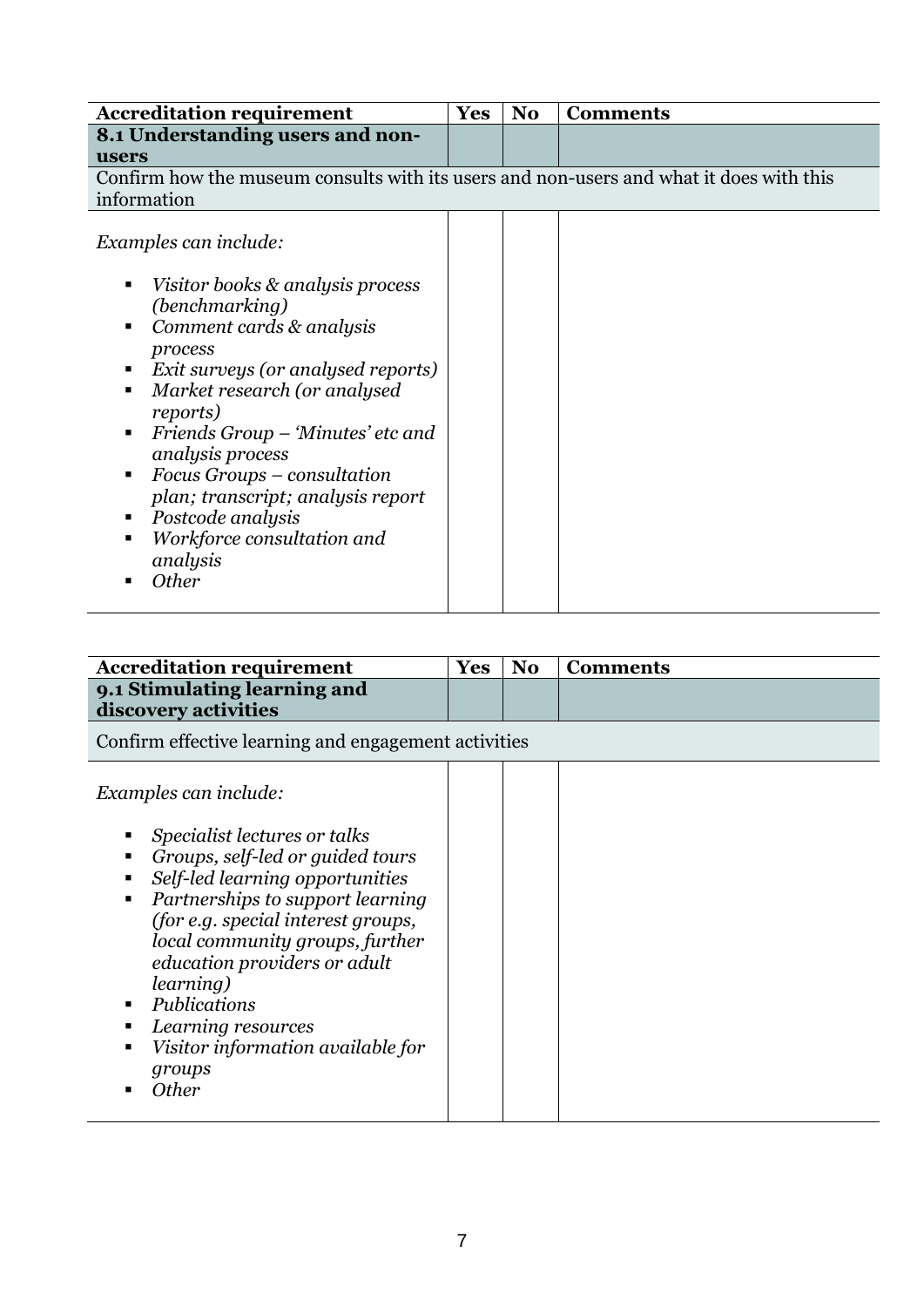| Accreditation requirement | Yes | No | Comments |
|---|---|---|---|
| **8.1 Understanding users and non-users** | | | |
| Confirm how the museum consults with its users and non-users and what it does with this information | | | |
| *Examples can include:*<br>▪ *Visitor books & analysis process (benchmarking)*<br>▪ *Comment cards & analysis process*<br>▪ *Exit surveys (or analysed reports)*<br>▪ *Market research (or analysed reports)*<br>▪ *Friends Group – 'Minutes' etc and analysis process*<br>▪ *Focus Groups – consultation plan; transcript; analysis report*<br>▪ *Postcode analysis*<br>▪ *Workforce consultation and analysis*<br>▪ *Other* | | | |

| Accreditation requirement | Yes | No | Comments |
|---|---|---|---|
| **9.1 Stimulating learning and discovery activities** | | | |
| Confirm effective learning and engagement activities | | | |
| *Examples can include:*<br>▪ *Specialist lectures or talks*<br>▪ *Groups, self-led or guided tours*<br>▪ *Self-led learning opportunities*<br>▪ *Partnerships to support learning (for e.g. special interest groups, local community groups, further education providers or adult learning)*<br>▪ *Publications*<br>▪ *Learning resources*<br>▪ *Visitor information available for groups*<br>▪ *Other* | | | |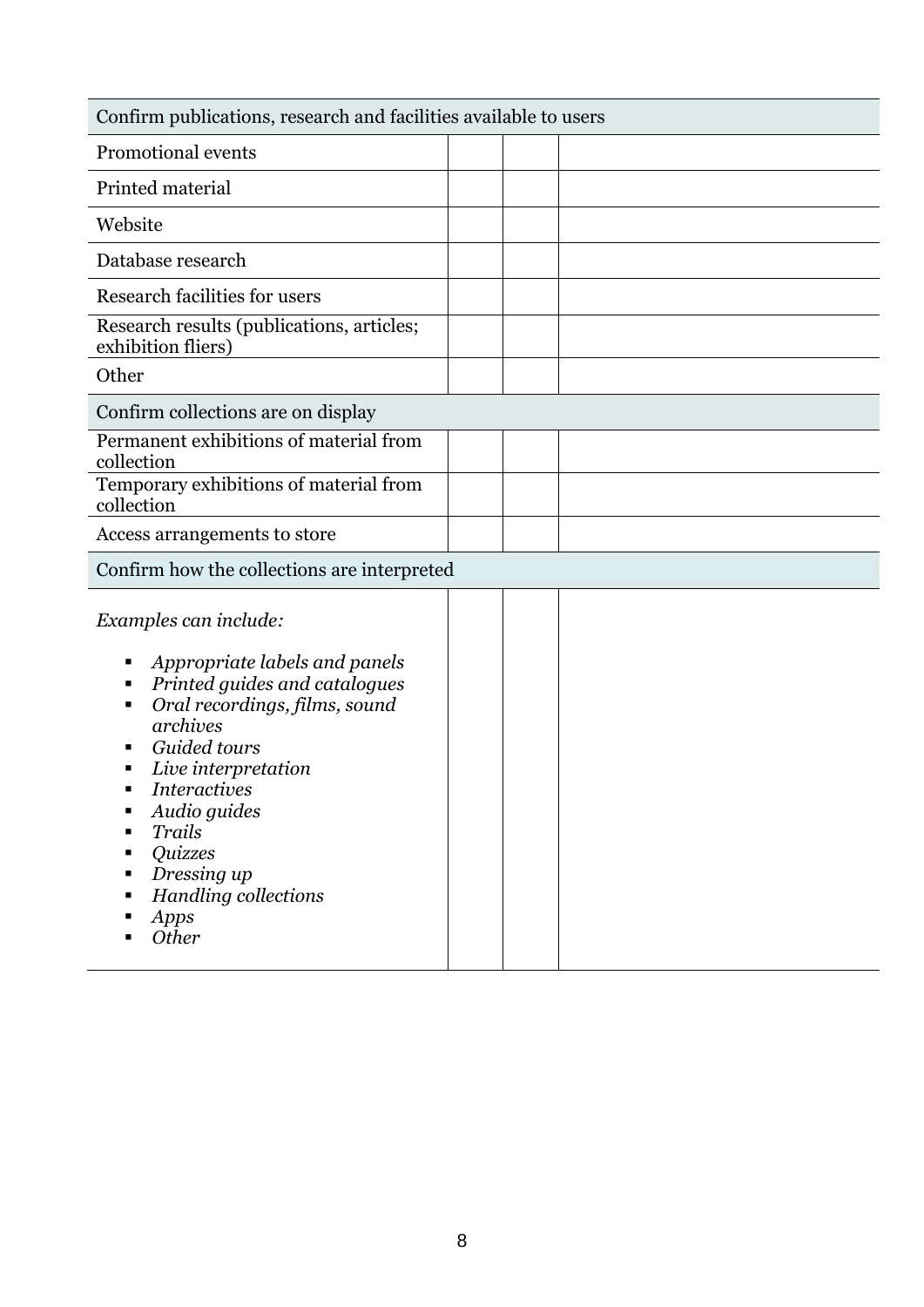| Confirm publications, research and facilities available to users | | | |
|---|---|---|---|
| Promotional events | | | |
| Printed material | | | |
| Website | | | |
| Database research | | | |
| Research facilities for users | | | |
| Research results (publications, articles; exhibition fliers) | | | |
| Other | | | |
| **Confirm collections are on display** | | | |
| Permanent exhibitions of material from collection | | | |
| Temporary exhibitions of material from collection | | | |
| Access arrangements to store | | | |
| **Confirm how the collections are interpreted** | | | |
| *Examples can include:*<br>▪ *Appropriate labels and panels*<br>▪ *Printed guides and catalogues*<br>▪ *Oral recordings, films, sound archives*<br>▪ *Guided tours*<br>▪ *Live interpretation*<br>▪ *Interactives*<br>▪ *Audio guides*<br>▪ *Trails*<br>▪ *Quizzes*<br>▪ *Dressing up*<br>▪ *Handling collections*<br>▪ *Apps*<br>▪ *Other* | | | |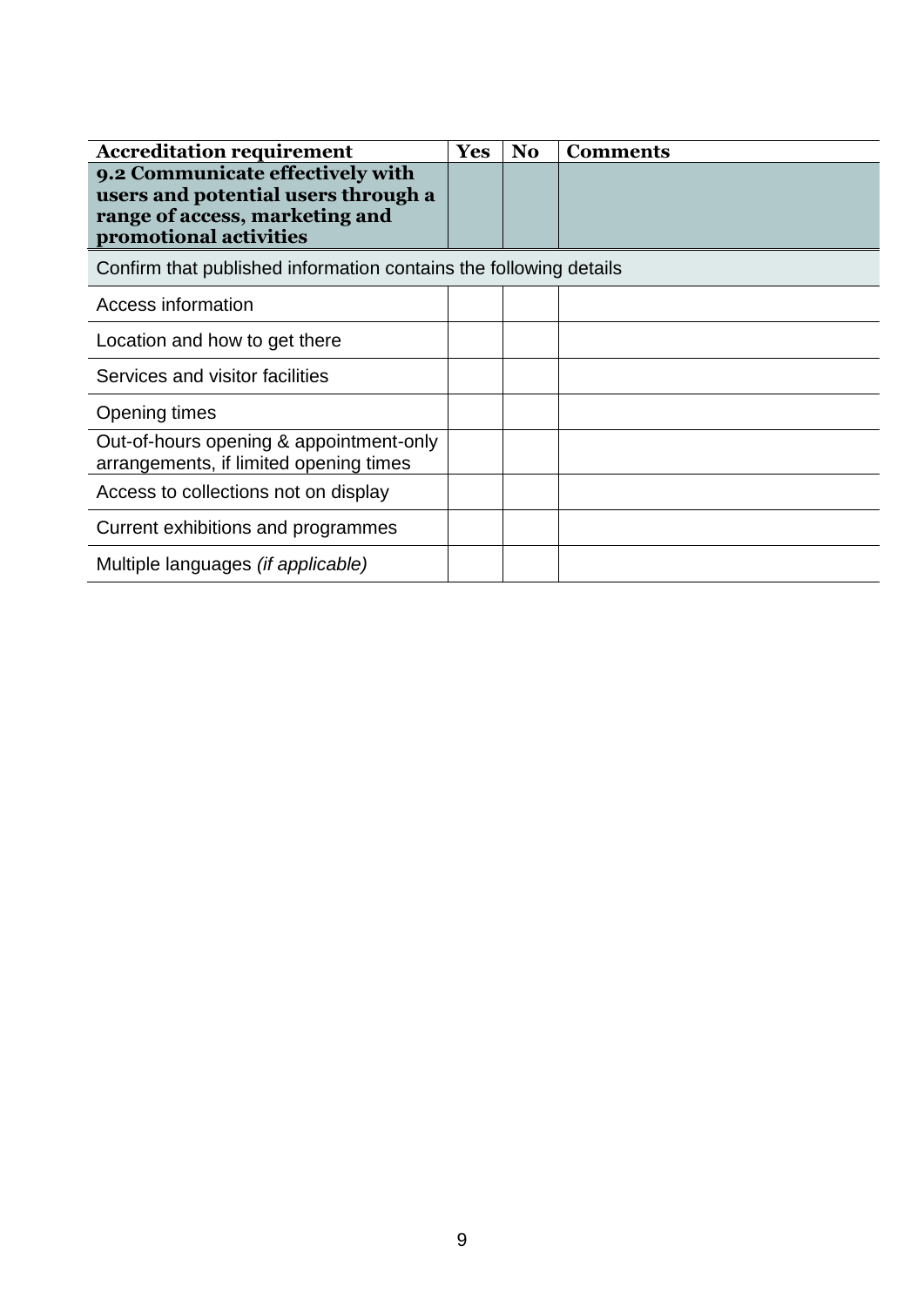| Accreditation requirement | Yes | No | Comments |
|---|---|---|---|
| **9.2 Communicate effectively with users and potential users through a range of access, marketing and promotional activities** | | | |
| Confirm that published information contains the following details | | | |
| Access information | | | |
| Location and how to get there | | | |
| Services and visitor facilities | | | |
| Opening times | | | |
| Out-of-hours opening & appointment-only arrangements, if limited opening times | | | |
| Access to collections not on display | | | |
| Current exhibitions and programmes | | | |
| Multiple languages *(if applicable)* | | | |